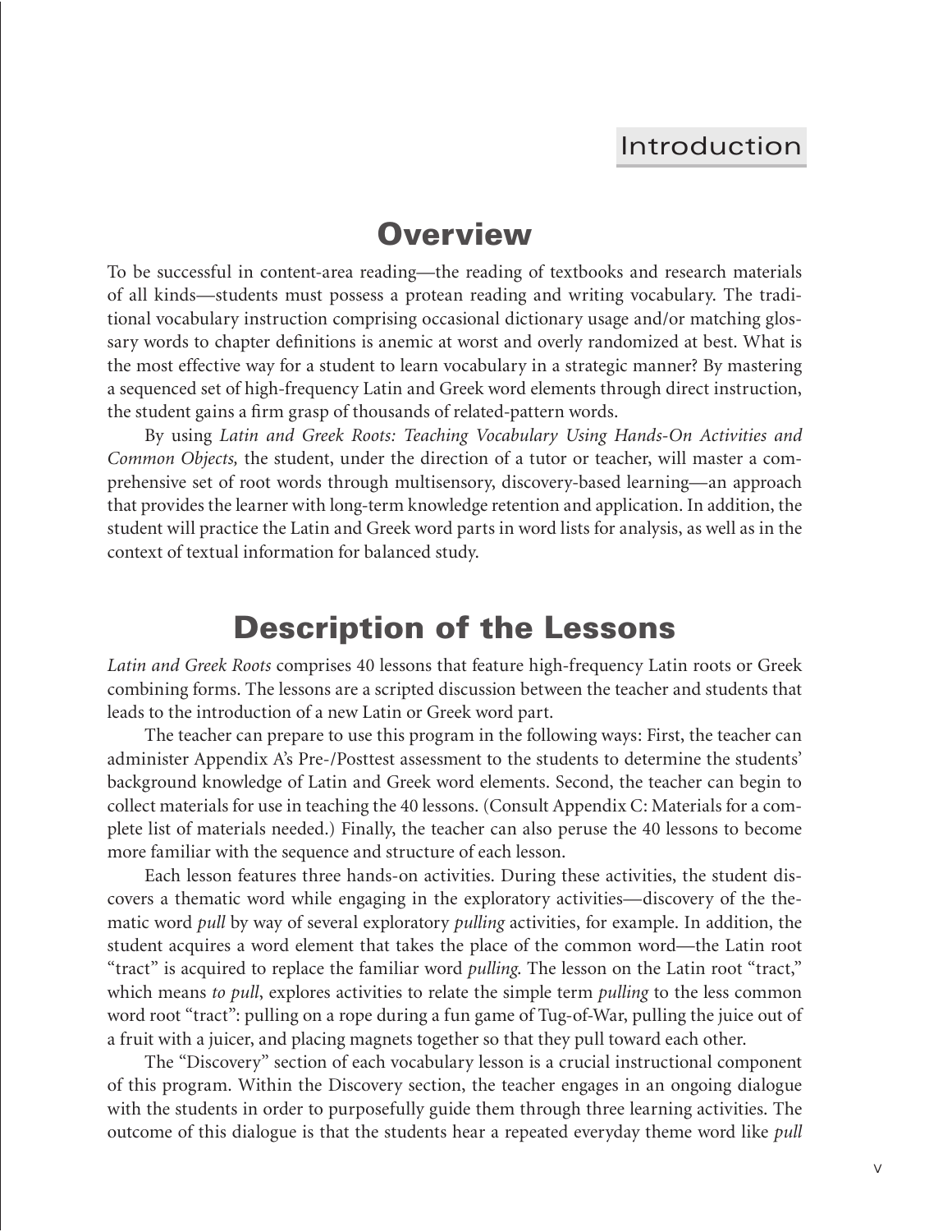# Introduction

## Overview

To be successful in content-area reading—the reading of textbooks and research materials of all kinds—students must possess a protean reading and writing vocabulary. The traditional vocabulary instruction comprising occasional dictionary usage and/or matching glossary words to chapter definitions is anemic at worst and overly randomized at best. What is the most effective way for a student to learn vocabulary in a strategic manner? By mastering a sequenced set of high-frequency Latin and Greek word elements through direct instruction, the student gains a firm grasp of thousands of related-pattern words.

By using *Latin and Greek Roots: Teaching Vocabulary Using Hands-On Activities and Common Objects,* the student, under the direction of a tutor or teacher, will master a comprehensive set of root words through multisensory, discovery-based learning—an approach that provides the learner with long-term knowledge retention and application. In addition, the student will practice the Latin and Greek word parts in word lists for analysis, as well as in the context of textual information for balanced study.

## Description of the Lessons

*Latin and Greek Roots* comprises 40 lessons that feature high-frequency Latin roots or Greek combining forms. The lessons are a scripted discussion between the teacher and students that leads to the introduction of a new Latin or Greek word part.

The teacher can prepare to use this program in the following ways: First, the teacher can administer Appendix A's Pre-/Posttest assessment to the students to determine the students' background knowledge of Latin and Greek word elements. Second, the teacher can begin to collect materials for use in teaching the 40 lessons. (Consult Appendix C: Materials for a complete list of materials needed.) Finally, the teacher can also peruse the 40 lessons to become more familiar with the sequence and structure of each lesson.

Each lesson features three hands-on activities. During these activities, the student discovers a thematic word while engaging in the exploratory activities—discovery of the thematic word *pull* by way of several exploratory *pulling* activities, for example. In addition, the student acquires a word element that takes the place of the common word—the Latin root "tract" is acquired to replace the familiar word *pulling.* The lesson on the Latin root "tract," which means *to pull*, explores activities to relate the simple term *pulling* to the less common word root "tract": pulling on a rope during a fun game of Tug-of-War, pulling the juice out of a fruit with a juicer, and placing magnets together so that they pull toward each other.

The "Discovery" section of each vocabulary lesson is a crucial instructional component of this program. Within the Discovery section, the teacher engages in an ongoing dialogue with the students in order to purposefully guide them through three learning activities. The outcome of this dialogue is that the students hear a repeated everyday theme word like *pull*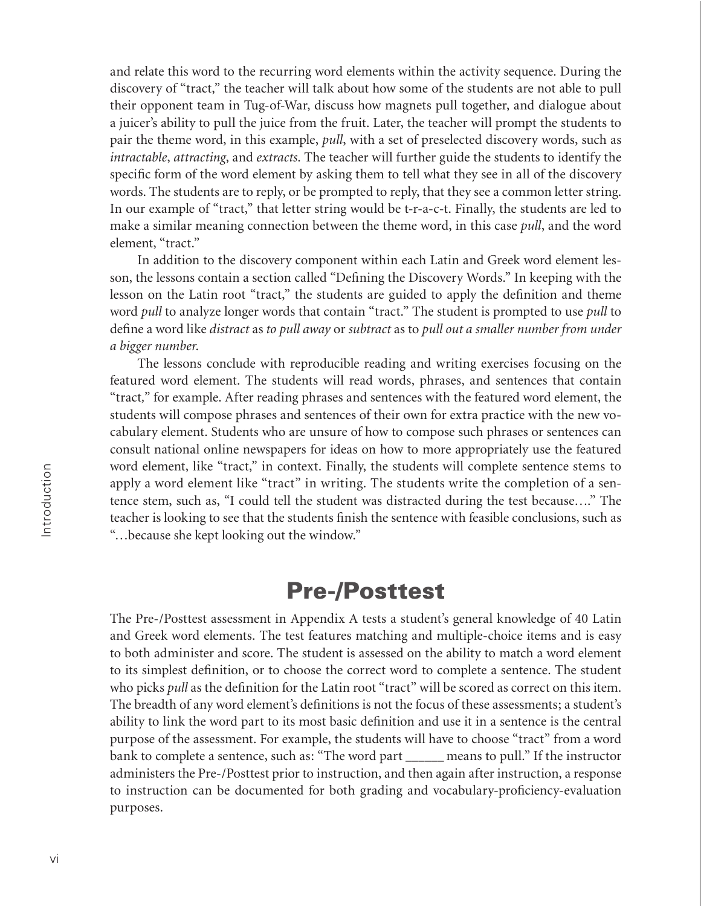and relate this word to the recurring word elements within the activity sequence. During the discovery of "tract," the teacher will talk about how some of the students are not able to pull their opponent team in Tug-of-War, discuss how magnets pull together, and dialogue about a juicer's ability to pull the juice from the fruit. Later, the teacher will prompt the students to pair the theme word, in this example, *pull*, with a set of preselected discovery words, such as *intractable*, *attracting*, and *extracts*. The teacher will further guide the students to identify the specific form of the word element by asking them to tell what they see in all of the discovery words. The students are to reply, or be prompted to reply, that they see a common letter string. In our example of "tract," that letter string would be t-r-a-c-t. Finally, the students are led to make a similar meaning connection between the theme word, in this case *pull*, and the word element, "tract."

In addition to the discovery component within each Latin and Greek word element lesson, the lessons contain a section called "Defining the Discovery Words." In keeping with the lesson on the Latin root "tract," the students are guided to apply the definition and theme word *pull* to analyze longer words that contain "tract." The student is prompted to use *pull* to define a word like *distract* as *to pull away* or *subtract* as to *pull out a smaller number from under a bigger number*.

The lessons conclude with reproducible reading and writing exercises focusing on the featured word element. The students will read words, phrases, and sentences that contain "tract," for example. After reading phrases and sentences with the featured word element, the students will compose phrases and sentences of their own for extra practice with the new vocabulary element. Students who are unsure of how to compose such phrases or sentences can consult national online newspapers for ideas on how to more appropriately use the featured word element, like "tract," in context. Finally, the students will complete sentence stems to apply a word element like "tract" in writing. The students write the completion of a sentence stem, such as, "I could tell the student was distracted during the test because…." The teacher is looking to see that the students finish the sentence with feasible conclusions, such as "…because she kept looking out the window."

## Pre-/Posttest

The Pre-/Posttest assessment in Appendix A tests a student's general knowledge of 40 Latin and Greek word elements. The test features matching and multiple-choice items and is easy to both administer and score. The student is assessed on the ability to match a word element to its simplest definition, or to choose the correct word to complete a sentence. The student who picks *pull* as the definition for the Latin root "tract" will be scored as correct on this item. The breadth of any word element's definitions is not the focus of these assessments; a student's ability to link the word part to its most basic definition and use it in a sentence is the central purpose of the assessment. For example, the students will have to choose "tract" from a word bank to complete a sentence, such as: "The word part ______ means to pull." If the instructor administers the Pre-/Posttest prior to instruction, and then again after instruction, a response to instruction can be documented for both grading and vocabulary-proficiency-evaluation purposes.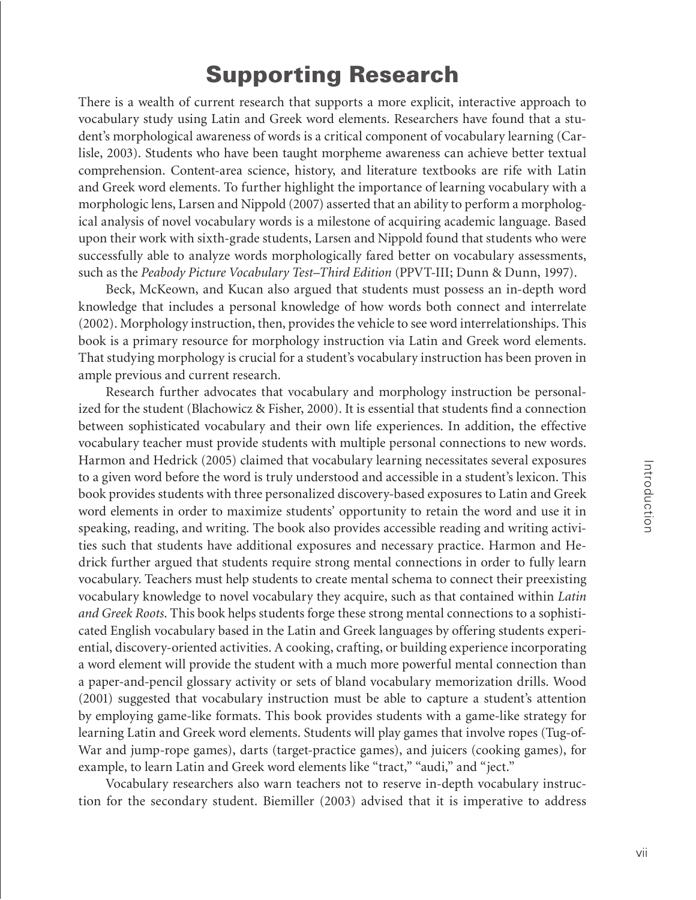# Supporting Research

There is a wealth of current research that supports a more explicit, interactive approach to vocabulary study using Latin and Greek word elements. Researchers have found that a student's morphological awareness of words is a critical component of vocabulary learning (Carlisle, 2003). Students who have been taught morpheme awareness can achieve better textual comprehension. Content-area science, history, and literature textbooks are rife with Latin and Greek word elements. To further highlight the importance of learning vocabulary with a morphologic lens, Larsen and Nippold (2007) asserted that an ability to perform a morphological analysis of novel vocabulary words is a milestone of acquiring academic language. Based upon their work with sixth-grade students, Larsen and Nippold found that students who were successfully able to analyze words morphologically fared better on vocabulary assessments, such as the *Peabody Picture Vocabulary Test–Third Edition* (PPVT-III; Dunn & Dunn, 1997).

Beck, McKeown, and Kucan also argued that students must possess an in-depth word knowledge that includes a personal knowledge of how words both connect and interrelate (2002). Morphology instruction, then, provides the vehicle to see word interrelationships. This book is a primary resource for morphology instruction via Latin and Greek word elements. That studying morphology is crucial for a student's vocabulary instruction has been proven in ample previous and current research.

Research further advocates that vocabulary and morphology instruction be personalized for the student (Blachowicz & Fisher, 2000). It is essential that students find a connection between sophisticated vocabulary and their own life experiences. In addition, the effective vocabulary teacher must provide students with multiple personal connections to new words. Harmon and Hedrick (2005) claimed that vocabulary learning necessitates several exposures to a given word before the word is truly understood and accessible in a student's lexicon. This book provides students with three personalized discovery-based exposures to Latin and Greek word elements in order to maximize students' opportunity to retain the word and use it in speaking, reading, and writing. The book also provides accessible reading and writing activities such that students have additional exposures and necessary practice. Harmon and Hedrick further argued that students require strong mental connections in order to fully learn vocabulary. Teachers must help students to create mental schema to connect their preexisting vocabulary knowledge to novel vocabulary they acquire, such as that contained within *Latin and Greek Roots*. This book helps students forge these strong mental connections to a sophisticated English vocabulary based in the Latin and Greek languages by offering students experiential, discovery-oriented activities. A cooking, crafting, or building experience incorporating a word element will provide the student with a much more powerful mental connection than a paper-and-pencil glossary activity or sets of bland vocabulary memorization drills. Wood (2001) suggested that vocabulary instruction must be able to capture a student's attention by employing game-like formats. This book provides students with a game-like strategy for learning Latin and Greek word elements. Students will play games that involve ropes (Tug-of-War and jump-rope games), darts (target-practice games), and juicers (cooking games), for example, to learn Latin and Greek word elements like "tract," "audi," and "ject."

Vocabulary researchers also warn teachers not to reserve in-depth vocabulary instruction for the secondary student. Biemiller (2003) advised that it is imperative to address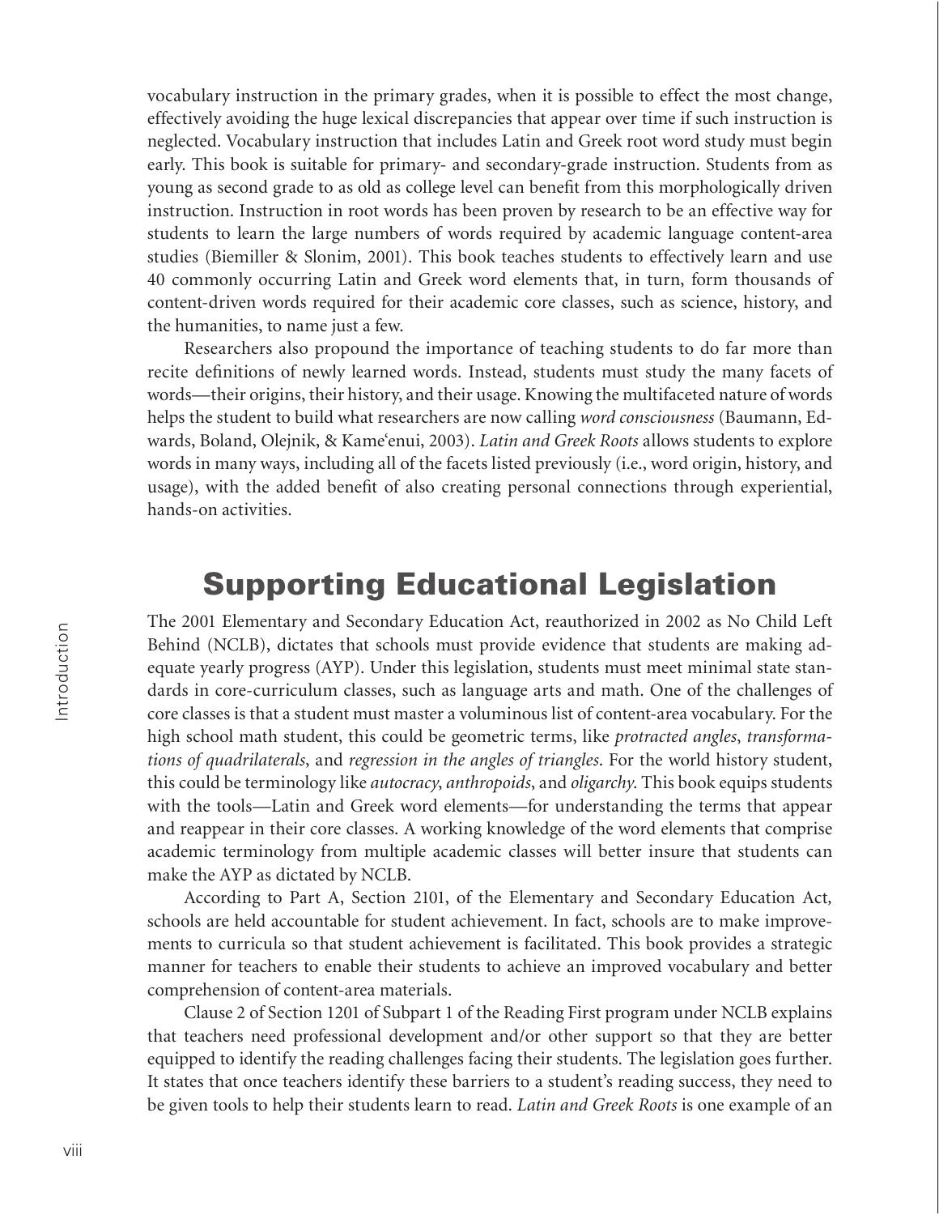vocabulary instruction in the primary grades, when it is possible to effect the most change, effectively avoiding the huge lexical discrepancies that appear over time if such instruction is neglected. Vocabulary instruction that includes Latin and Greek root word study must begin early. This book is suitable for primary- and secondary-grade instruction. Students from as young as second grade to as old as college level can benefit from this morphologically driven instruction. Instruction in root words has been proven by research to be an effective way for students to learn the large numbers of words required by academic language content-area studies (Biemiller & Slonim, 2001). This book teaches students to effectively learn and use 40 commonly occurring Latin and Greek word elements that, in turn, form thousands of content-driven words required for their academic core classes, such as science, history, and the humanities, to name just a few.

Researchers also propound the importance of teaching students to do far more than recite definitions of newly learned words. Instead, students must study the many facets of words—their origins, their history, and their usage. Knowing the multifaceted nature of words helps the student to build what researchers are now calling *word consciousness* (Baumann, Edwards, Boland, Olejnik, & Kame'enui, 2003). *Latin and Greek Roots* allows students to explore words in many ways, including all of the facets listed previously (i.e., word origin, history, and usage), with the added benefit of also creating personal connections through experiential, hands-on activities.

## Supporting Educational Legislation

The 2001 Elementary and Secondary Education Act, reauthorized in 2002 as No Child Left Behind (NCLB), dictates that schools must provide evidence that students are making adequate yearly progress (AYP). Under this legislation, students must meet minimal state standards in core-curriculum classes, such as language arts and math. One of the challenges of core classes is that a student must master a voluminous list of content-area vocabulary. For the high school math student, this could be geometric terms, like *protracted angles*, *transformations of quadrilaterals*, and *regression in the angles of triangles*. For the world history student, this could be terminology like *autocracy*, *anthropoids*, and *oligarchy*. This book equips students with the tools—Latin and Greek word elements—for understanding the terms that appear and reappear in their core classes. A working knowledge of the word elements that comprise academic terminology from multiple academic classes will better insure that students can make the AYP as dictated by NCLB.

According to Part A, Section 2101, of the Elementary and Secondary Education Act, schools are held accountable for student achievement. In fact, schools are to make improvements to curricula so that student achievement is facilitated. This book provides a strategic manner for teachers to enable their students to achieve an improved vocabulary and better comprehension of content-area materials.

Clause 2 of Section 1201 of Subpart 1 of the Reading First program under NCLB explains that teachers need professional development and/or other support so that they are better equipped to identify the reading challenges facing their students. The legislation goes further. It states that once teachers identify these barriers to a student's reading success, they need to be given tools to help their students learn to read. *Latin and Greek Roots* is one example of an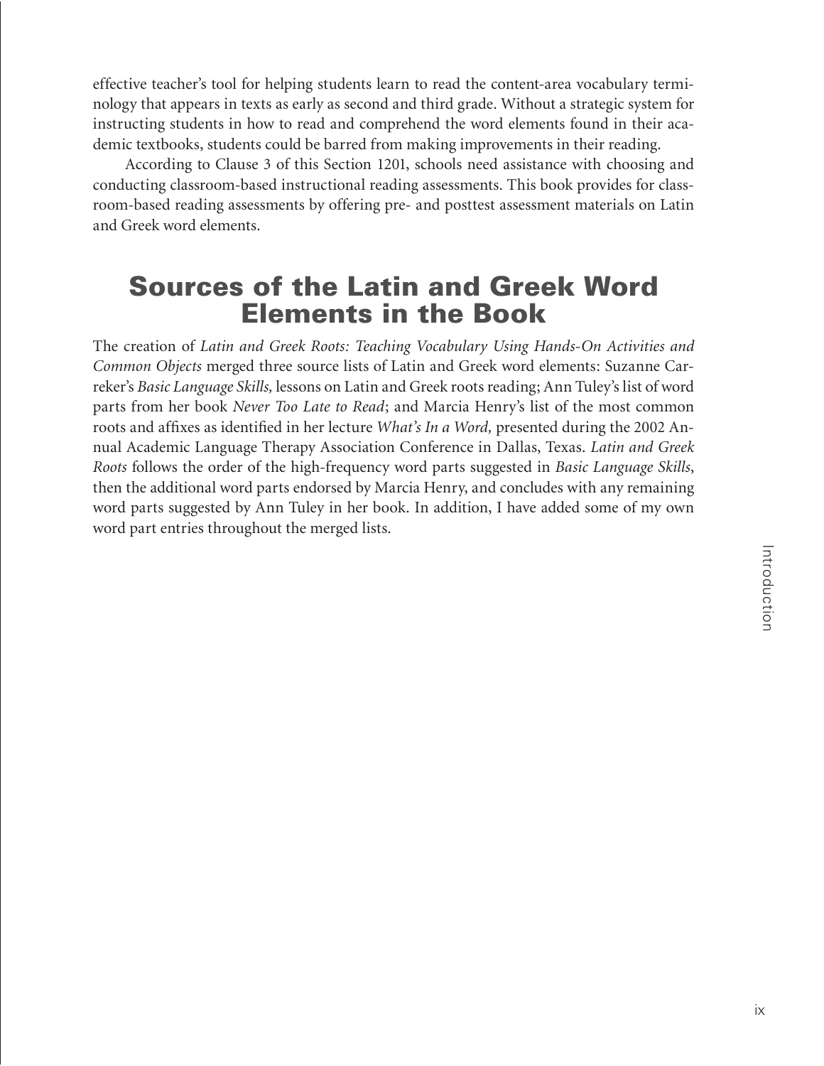effective teacher's tool for helping students learn to read the content-area vocabulary terminology that appears in texts as early as second and third grade. Without a strategic system for instructing students in how to read and comprehend the word elements found in their academic textbooks, students could be barred from making improvements in their reading.

According to Clause 3 of this Section 1201, schools need assistance with choosing and conducting classroom-based instructional reading assessments. This book provides for classroom-based reading assessments by offering pre- and posttest assessment materials on Latin and Greek word elements.

## Sources of the Latin and Greek Word Elements in the Book

The creation of *Latin and Greek Roots: Teaching Vocabulary Using Hands-On Activities and Common Objects* merged three source lists of Latin and Greek word elements: Suzanne Carreker's *Basic Language Skills,* lessons on Latin and Greek roots reading; Ann Tuley's list of word parts from her book *Never Too Late to Read*; and Marcia Henry's list of the most common roots and affixes as identified in her lecture *What's In a Word,* presented during the 2002 Annual Academic Language Therapy Association Conference in Dallas, Texas. *Latin and Greek Roots* follows the order of the high-frequency word parts suggested in *Basic Language Skills*, then the additional word parts endorsed by Marcia Henry, and concludes with any remaining word parts suggested by Ann Tuley in her book. In addition, I have added some of my own word part entries throughout the merged lists.